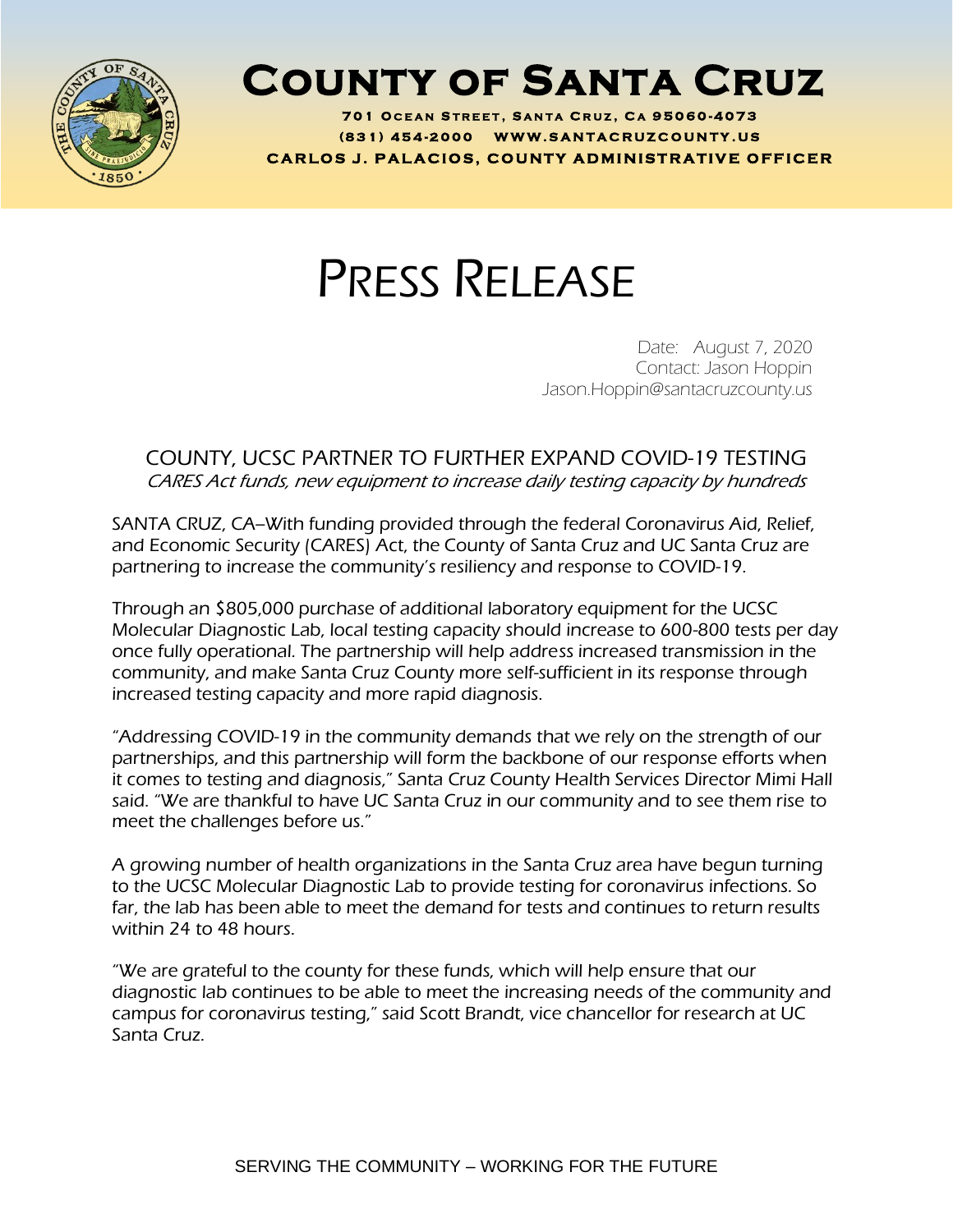# County of Santa Cruz

**701 Ocean Street, Santa Cruz, Ca 95060-4073**
**(831) 454-2000 www.santacruzcounty.us**
**CARLOS J. PALACIOS, COUNTY ADMINISTRATIVE OFFICER**

# PRESS RELEASE

Date: August 7, 2020
Contact: Jason Hoppin
Jason.Hoppin@santacruzcounty.us

## COUNTY, UCSC PARTNER TO FURTHER EXPAND COVID-19 TESTING

*CARES Act funds, new equipment to increase daily testing capacity by hundreds*

SANTA CRUZ, CA–With funding provided through the federal Coronavirus Aid, Relief, and Economic Security (CARES) Act, the County of Santa Cruz and UC Santa Cruz are partnering to increase the community's resiliency and response to COVID-19.

Through an $805,000 purchase of additional laboratory equipment for the UCSC Molecular Diagnostic Lab, local testing capacity should increase to 600-800 tests per day once fully operational. The partnership will help address increased transmission in the community, and make Santa Cruz County more self-sufficient in its response through increased testing capacity and more rapid diagnosis.

"Addressing COVID-19 in the community demands that we rely on the strength of our partnerships, and this partnership will form the backbone of our response efforts when it comes to testing and diagnosis," Santa Cruz County Health Services Director Mimi Hall said. "We are thankful to have UC Santa Cruz in our community and to see them rise to meet the challenges before us."

A growing number of health organizations in the Santa Cruz area have begun turning to the UCSC Molecular Diagnostic Lab to provide testing for coronavirus infections. So far, the lab has been able to meet the demand for tests and continues to return results within 24 to 48 hours.

"We are grateful to the county for these funds, which will help ensure that our diagnostic lab continues to be able to meet the increasing needs of the community and campus for coronavirus testing," said Scott Brandt, vice chancellor for research at UC Santa Cruz.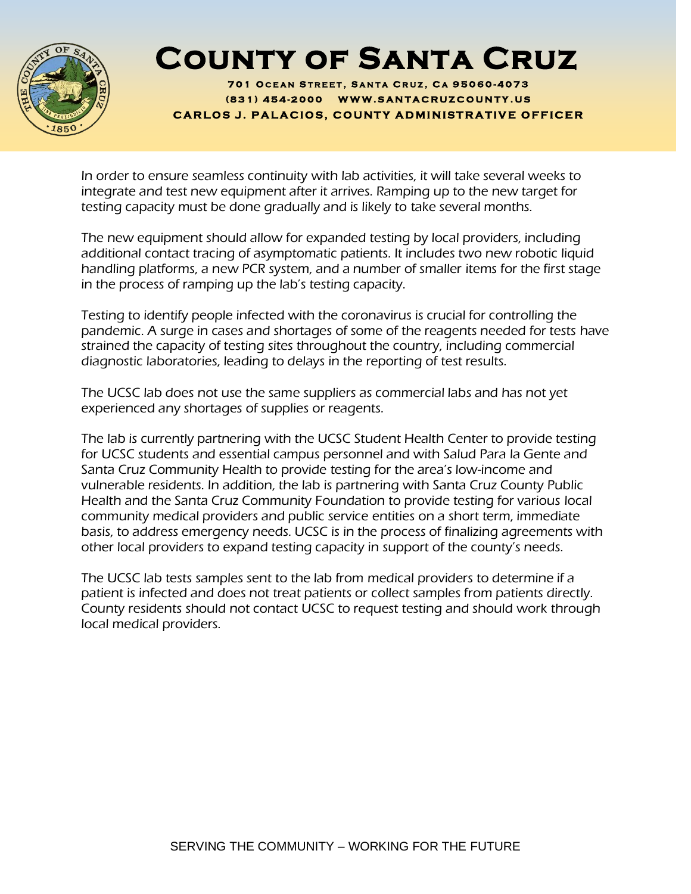In order to ensure seamless continuity with lab activities, it will take several weeks to integrate and test new equipment after it arrives. Ramping up to the new target for testing capacity must be done gradually and is likely to take several months.

The new equipment should allow for expanded testing by local providers, including additional contact tracing of asymptomatic patients. It includes two new robotic liquid handling platforms, a new PCR system, and a number of smaller items for the first stage in the process of ramping up the lab's testing capacity.

Testing to identify people infected with the coronavirus is crucial for controlling the pandemic. A surge in cases and shortages of some of the reagents needed for tests have strained the capacity of testing sites throughout the country, including commercial diagnostic laboratories, leading to delays in the reporting of test results.

The UCSC lab does not use the same suppliers as commercial labs and has not yet experienced any shortages of supplies or reagents.

The lab is currently partnering with the UCSC Student Health Center to provide testing for UCSC students and essential campus personnel and with Salud Para la Gente and Santa Cruz Community Health to provide testing for the area's low-income and vulnerable residents. In addition, the lab is partnering with Santa Cruz County Public Health and the Santa Cruz Community Foundation to provide testing for various local community medical providers and public service entities on a short term, immediate basis, to address emergency needs. UCSC is in the process of finalizing agreements with other local providers to expand testing capacity in support of the county's needs.

The UCSC lab tests samples sent to the lab from medical providers to determine if a patient is infected and does not treat patients or collect samples from patients directly. County residents should not contact UCSC to request testing and should work through local medical providers.